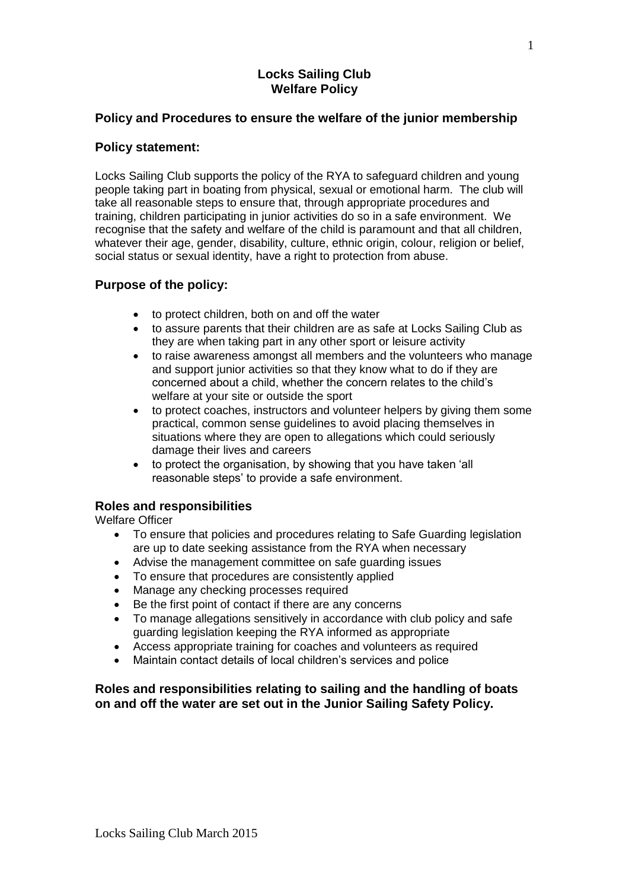# Locks Sailing Club
# Welfare Policy

## Policy and Procedures to ensure the welfare of the junior membership

## Policy statement:

Locks Sailing Club supports the policy of the RYA to safeguard children and young people taking part in boating from physical, sexual or emotional harm. The club will take all reasonable steps to ensure that, through appropriate procedures and training, children participating in junior activities do so in a safe environment. We recognise that the safety and welfare of the child is paramount and that all children, whatever their age, gender, disability, culture, ethnic origin, colour, religion or belief, social status or sexual identity, have a right to protection from abuse.

## Purpose of the policy:

- to protect children, both on and off the water
- to assure parents that their children are as safe at Locks Sailing Club as they are when taking part in any other sport or leisure activity
- to raise awareness amongst all members and the volunteers who manage and support junior activities so that they know what to do if they are concerned about a child, whether the concern relates to the child's welfare at your site or outside the sport
- to protect coaches, instructors and volunteer helpers by giving them some practical, common sense guidelines to avoid placing themselves in situations where they are open to allegations which could seriously damage their lives and careers
- to protect the organisation, by showing that you have taken 'all reasonable steps' to provide a safe environment.

## Roles and responsibilities

Welfare Officer

- To ensure that policies and procedures relating to Safe Guarding legislation are up to date seeking assistance from the RYA when necessary
- Advise the management committee on safe guarding issues
- To ensure that procedures are consistently applied
- Manage any checking processes required
- Be the first point of contact if there are any concerns
- To manage allegations sensitively in accordance with club policy and safe guarding legislation keeping the RYA informed as appropriate
- Access appropriate training for coaches and volunteers as required
- Maintain contact details of local children's services and police

**Roles and responsibilities relating to sailing and the handling of boats on and off the water are set out in the Junior Sailing Safety Policy.**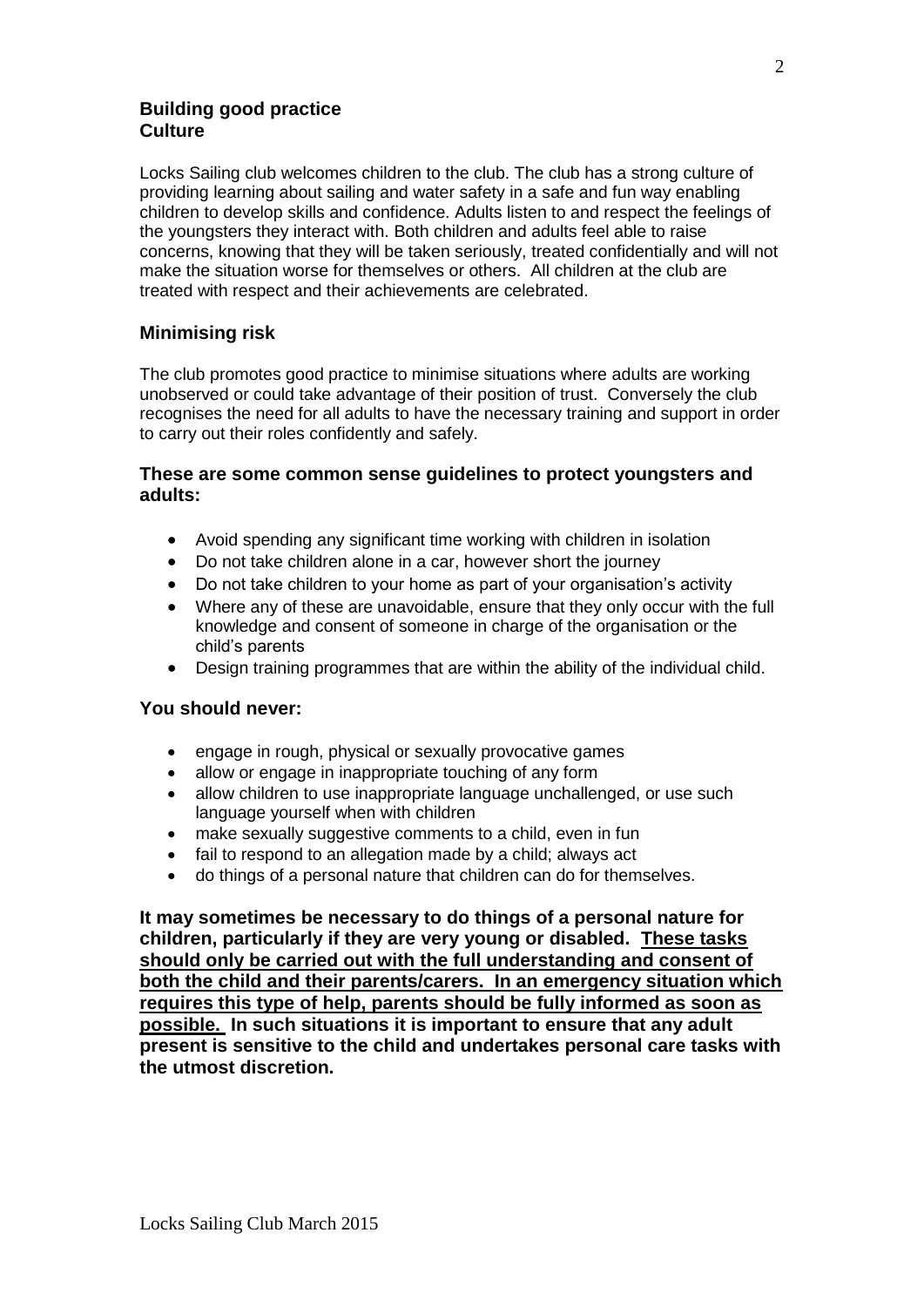## Building good practice
## Culture

Locks Sailing club welcomes children to the club. The club has a strong culture of providing learning about sailing and water safety in a safe and fun way enabling children to develop skills and confidence. Adults listen to and respect the feelings of the youngsters they interact with. Both children and adults feel able to raise concerns, knowing that they will be taken seriously, treated confidentially and will not make the situation worse for themselves or others. All children at the club are treated with respect and their achievements are celebrated.

## Minimising risk

The club promotes good practice to minimise situations where adults are working unobserved or could take advantage of their position of trust. Conversely the club recognises the need for all adults to have the necessary training and support in order to carry out their roles confidently and safely.

### These are some common sense guidelines to protect youngsters and adults:

- Avoid spending any significant time working with children in isolation
- Do not take children alone in a car, however short the journey
- Do not take children to your home as part of your organisation's activity
- Where any of these are unavoidable, ensure that they only occur with the full knowledge and consent of someone in charge of the organisation or the child's parents
- Design training programmes that are within the ability of the individual child.

### You should never:

- engage in rough, physical or sexually provocative games
- allow or engage in inappropriate touching of any form
- allow children to use inappropriate language unchallenged, or use such language yourself when with children
- make sexually suggestive comments to a child, even in fun
- fail to respond to an allegation made by a child; always act
- do things of a personal nature that children can do for themselves.

**It may sometimes be necessary to do things of a personal nature for children, particularly if they are very young or disabled. <u>These tasks should only be carried out with the full understanding and consent of both the child and their parents/carers. In an emergency situation which requires this type of help, parents should be fully informed as soon as possible.</u> In such situations it is important to ensure that any adult present is sensitive to the child and undertakes personal care tasks with the utmost discretion.**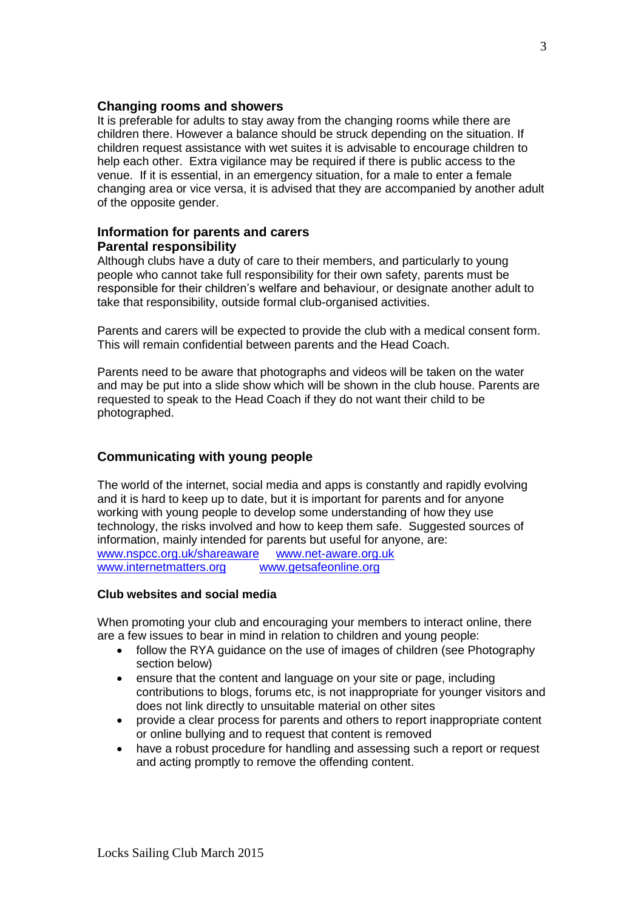### Changing rooms and showers

It is preferable for adults to stay away from the changing rooms while there are children there. However a balance should be struck depending on the situation. If children request assistance with wet suites it is advisable to encourage children to help each other. Extra vigilance may be required if there is public access to the venue. If it is essential, in an emergency situation, for a male to enter a female changing area or vice versa, it is advised that they are accompanied by another adult of the opposite gender.

### Information for parents and carers

### Parental responsibility

Although clubs have a duty of care to their members, and particularly to young people who cannot take full responsibility for their own safety, parents must be responsible for their children's welfare and behaviour, or designate another adult to take that responsibility, outside formal club-organised activities.

Parents and carers will be expected to provide the club with a medical consent form. This will remain confidential between parents and the Head Coach.

Parents need to be aware that photographs and videos will be taken on the water and may be put into a slide show which will be shown in the club house. Parents are requested to speak to the Head Coach if they do not want their child to be photographed.

### Communicating with young people

The world of the internet, social media and apps is constantly and rapidly evolving and it is hard to keep up to date, but it is important for parents and for anyone working with young people to develop some understanding of how they use technology, the risks involved and how to keep them safe. Suggested sources of information, mainly intended for parents but useful for anyone, are:

www.nspcc.org.uk/shareaware  www.net-aware.org.uk
www.internetmatters.org  www.getsafeonline.org

#### Club websites and social media

When promoting your club and encouraging your members to interact online, there are a few issues to bear in mind in relation to children and young people:

- follow the RYA guidance on the use of images of children (see Photography section below)
- ensure that the content and language on your site or page, including contributions to blogs, forums etc, is not inappropriate for younger visitors and does not link directly to unsuitable material on other sites
- provide a clear process for parents and others to report inappropriate content or online bullying and to request that content is removed
- have a robust procedure for handling and assessing such a report or request and acting promptly to remove the offending content.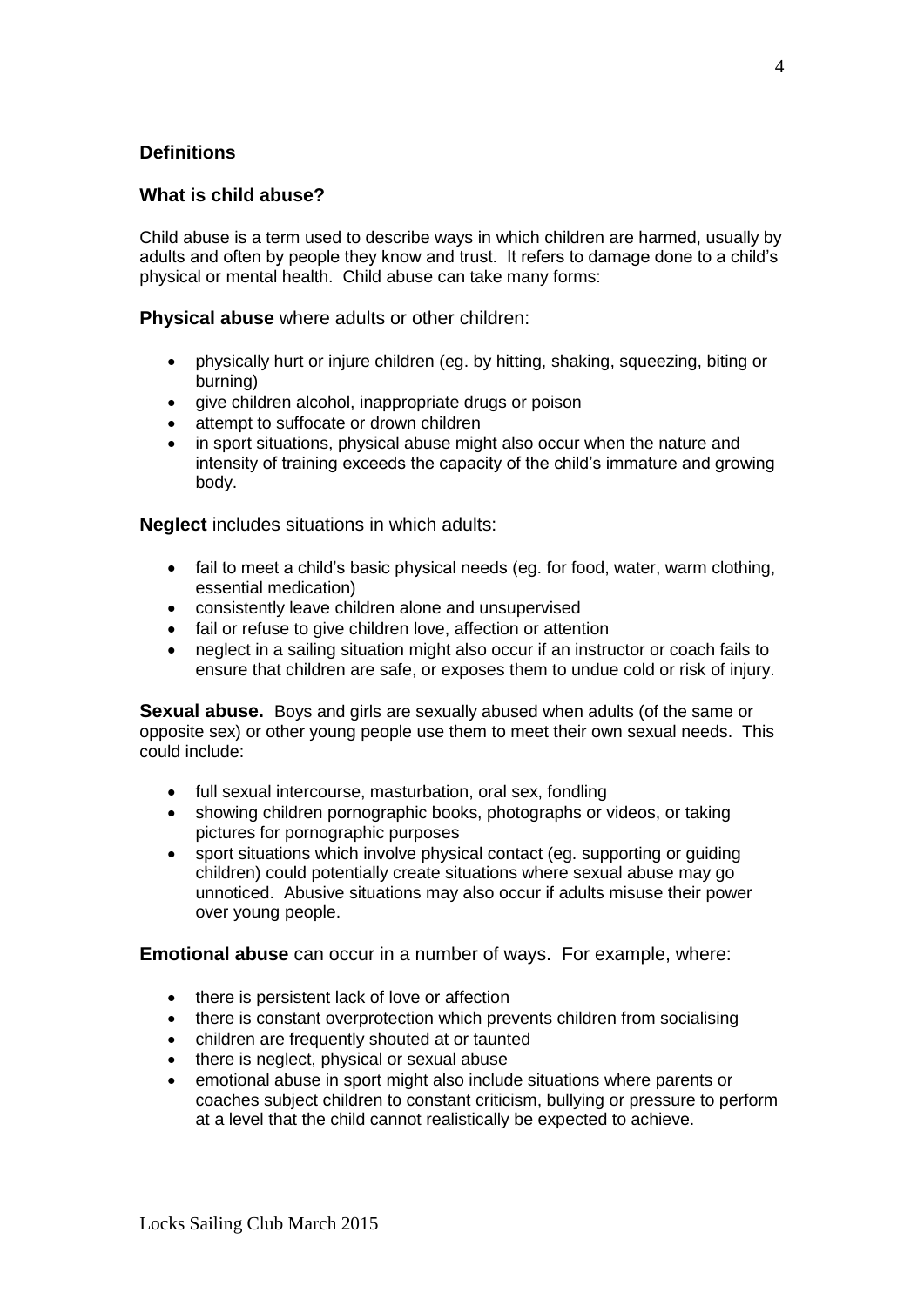## Definitions

### What is child abuse?

Child abuse is a term used to describe ways in which children are harmed, usually by adults and often by people they know and trust. It refers to damage done to a child's physical or mental health. Child abuse can take many forms:

**Physical abuse** where adults or other children:

- physically hurt or injure children (eg. by hitting, shaking, squeezing, biting or burning)
- give children alcohol, inappropriate drugs or poison
- attempt to suffocate or drown children
- in sport situations, physical abuse might also occur when the nature and intensity of training exceeds the capacity of the child's immature and growing body.

**Neglect** includes situations in which adults:

- fail to meet a child's basic physical needs (eg. for food, water, warm clothing, essential medication)
- consistently leave children alone and unsupervised
- fail or refuse to give children love, affection or attention
- neglect in a sailing situation might also occur if an instructor or coach fails to ensure that children are safe, or exposes them to undue cold or risk of injury.

**Sexual abuse.** Boys and girls are sexually abused when adults (of the same or opposite sex) or other young people use them to meet their own sexual needs. This could include:

- full sexual intercourse, masturbation, oral sex, fondling
- showing children pornographic books, photographs or videos, or taking pictures for pornographic purposes
- sport situations which involve physical contact (eg. supporting or guiding children) could potentially create situations where sexual abuse may go unnoticed. Abusive situations may also occur if adults misuse their power over young people.

**Emotional abuse** can occur in a number of ways. For example, where:

- there is persistent lack of love or affection
- there is constant overprotection which prevents children from socialising
- children are frequently shouted at or taunted
- there is neglect, physical or sexual abuse
- emotional abuse in sport might also include situations where parents or coaches subject children to constant criticism, bullying or pressure to perform at a level that the child cannot realistically be expected to achieve.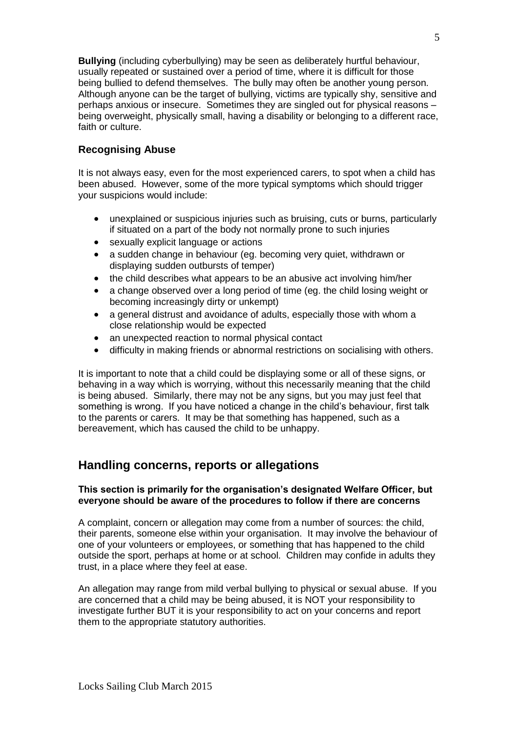**Bullying** (including cyberbullying) may be seen as deliberately hurtful behaviour, usually repeated or sustained over a period of time, where it is difficult for those being bullied to defend themselves. The bully may often be another young person. Although anyone can be the target of bullying, victims are typically shy, sensitive and perhaps anxious or insecure. Sometimes they are singled out for physical reasons – being overweight, physically small, having a disability or belonging to a different race, faith or culture.

### Recognising Abuse

It is not always easy, even for the most experienced carers, to spot when a child has been abused. However, some of the more typical symptoms which should trigger your suspicions would include:

- unexplained or suspicious injuries such as bruising, cuts or burns, particularly if situated on a part of the body not normally prone to such injuries
- sexually explicit language or actions
- a sudden change in behaviour (eg. becoming very quiet, withdrawn or displaying sudden outbursts of temper)
- the child describes what appears to be an abusive act involving him/her
- a change observed over a long period of time (eg. the child losing weight or becoming increasingly dirty or unkempt)
- a general distrust and avoidance of adults, especially those with whom a close relationship would be expected
- an unexpected reaction to normal physical contact
- difficulty in making friends or abnormal restrictions on socialising with others.

It is important to note that a child could be displaying some or all of these signs, or behaving in a way which is worrying, without this necessarily meaning that the child is being abused. Similarly, there may not be any signs, but you may just feel that something is wrong. If you have noticed a change in the child's behaviour, first talk to the parents or carers. It may be that something has happened, such as a bereavement, which has caused the child to be unhappy.

## Handling concerns, reports or allegations

**This section is primarily for the organisation's designated Welfare Officer, but everyone should be aware of the procedures to follow if there are concerns**

A complaint, concern or allegation may come from a number of sources: the child, their parents, someone else within your organisation. It may involve the behaviour of one of your volunteers or employees, or something that has happened to the child outside the sport, perhaps at home or at school. Children may confide in adults they trust, in a place where they feel at ease.

An allegation may range from mild verbal bullying to physical or sexual abuse. If you are concerned that a child may be being abused, it is NOT your responsibility to investigate further BUT it is your responsibility to act on your concerns and report them to the appropriate statutory authorities.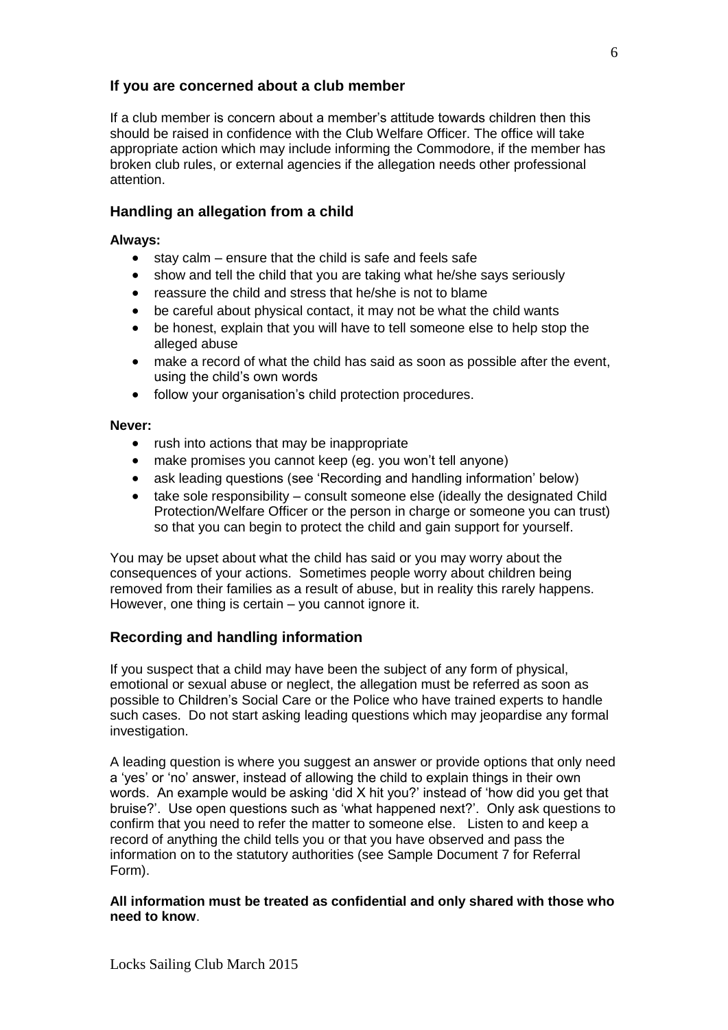## If you are concerned about a club member

If a club member is concern about a member's attitude towards children then this should be raised in confidence with the Club Welfare Officer. The office will take appropriate action which may include informing the Commodore, if the member has broken club rules, or external agencies if the allegation needs other professional attention.

## Handling an allegation from a child

**Always:**

- stay calm – ensure that the child is safe and feels safe
- show and tell the child that you are taking what he/she says seriously
- reassure the child and stress that he/she is not to blame
- be careful about physical contact, it may not be what the child wants
- be honest, explain that you will have to tell someone else to help stop the alleged abuse
- make a record of what the child has said as soon as possible after the event, using the child's own words
- follow your organisation's child protection procedures.

**Never:**

- rush into actions that may be inappropriate
- make promises you cannot keep (eg. you won't tell anyone)
- ask leading questions (see 'Recording and handling information' below)
- take sole responsibility – consult someone else (ideally the designated Child Protection/Welfare Officer or the person in charge or someone you can trust) so that you can begin to protect the child and gain support for yourself.

You may be upset about what the child has said or you may worry about the consequences of your actions. Sometimes people worry about children being removed from their families as a result of abuse, but in reality this rarely happens. However, one thing is certain – you cannot ignore it.

## Recording and handling information

If you suspect that a child may have been the subject of any form of physical, emotional or sexual abuse or neglect, the allegation must be referred as soon as possible to Children's Social Care or the Police who have trained experts to handle such cases. Do not start asking leading questions which may jeopardise any formal investigation.

A leading question is where you suggest an answer or provide options that only need a 'yes' or 'no' answer, instead of allowing the child to explain things in their own words. An example would be asking 'did X hit you?' instead of 'how did you get that bruise?'. Use open questions such as 'what happened next?'. Only ask questions to confirm that you need to refer the matter to someone else. Listen to and keep a record of anything the child tells you or that you have observed and pass the information on to the statutory authorities (see Sample Document 7 for Referral Form).

**All information must be treated as confidential and only shared with those who need to know**.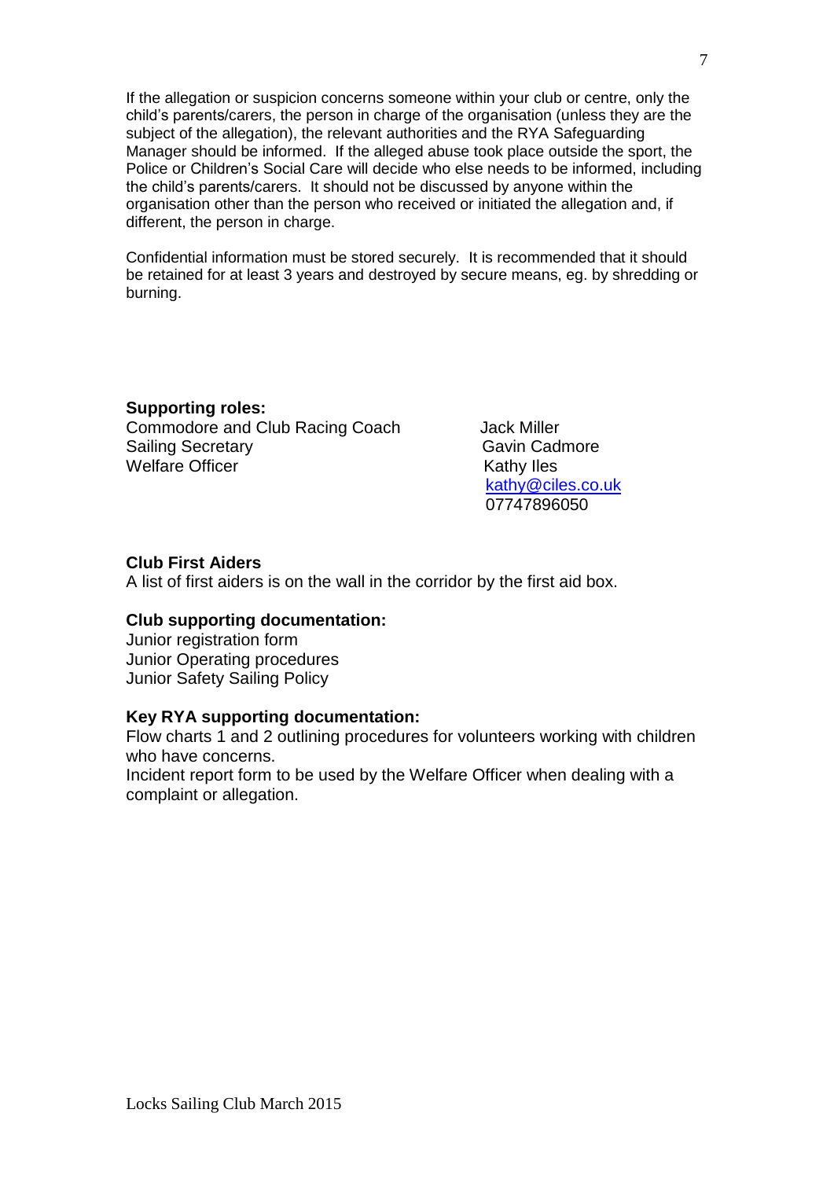If the allegation or suspicion concerns someone within your club or centre, only the child's parents/carers, the person in charge of the organisation (unless they are the subject of the allegation), the relevant authorities and the RYA Safeguarding Manager should be informed. If the alleged abuse took place outside the sport, the Police or Children's Social Care will decide who else needs to be informed, including the child's parents/carers. It should not be discussed by anyone within the organisation other than the person who received or initiated the allegation and, if different, the person in charge.

Confidential information must be stored securely. It is recommended that it should be retained for at least 3 years and destroyed by secure means, eg. by shredding or burning.

**Supporting roles:**

| | |
|---|---|
| Commodore and Club Racing Coach | Jack Miller |
| Sailing Secretary | Gavin Cadmore |
| Welfare Officer | Kathy Iles<br>kathy@ciles.co.uk<br>07747896050 |

**Club First Aiders**

A list of first aiders is on the wall in the corridor by the first aid box.

**Club supporting documentation:**

Junior registration form
Junior Operating procedures
Junior Safety Sailing Policy

**Key RYA supporting documentation:**

Flow charts 1 and 2 outlining procedures for volunteers working with children who have concerns.
Incident report form to be used by the Welfare Officer when dealing with a complaint or allegation.

Locks Sailing Club March 2015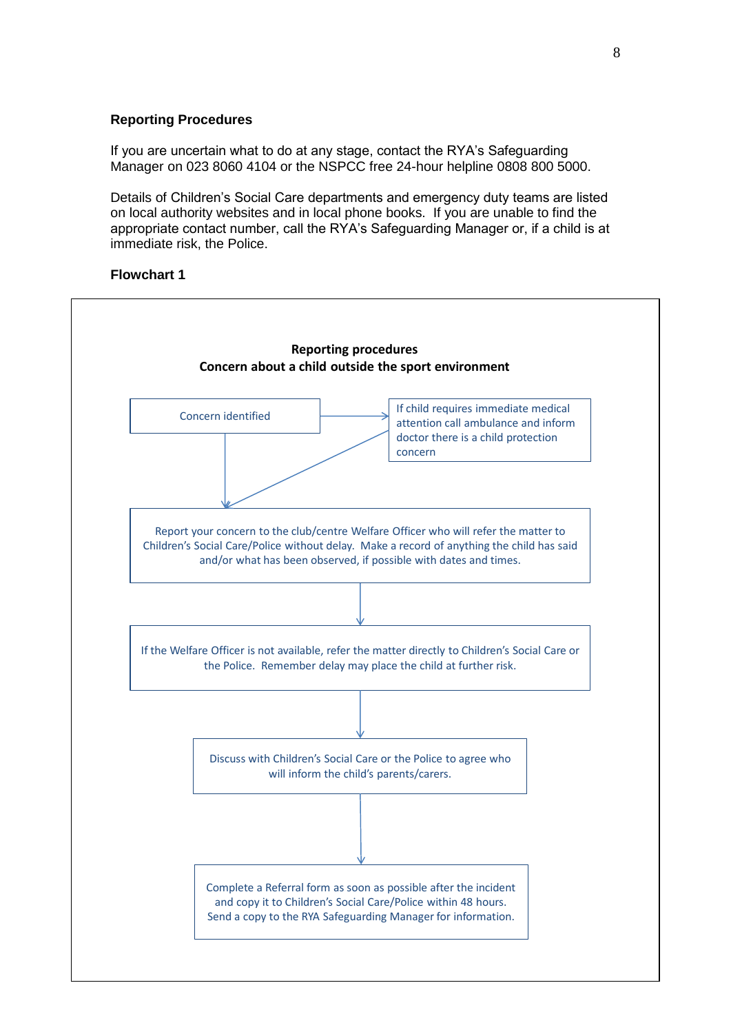**Reporting Procedures**

If you are uncertain what to do at any stage, contact the RYA's Safeguarding Manager on 023 8060 4104 or the NSPCC free 24-hour helpline 0808 800 5000.

Details of Children's Social Care departments and emergency duty teams are listed on local authority websites and in local phone books. If you are unable to find the appropriate contact number, call the RYA's Safeguarding Manager or, if a child is at immediate risk, the Police.

**Flowchart 1**

**Reporting procedures**
**Concern about a child outside the sport environment**

Concern identified → If child requires immediate medical attention call ambulance and inform doctor there is a child protection concern

↓

Report your concern to the club/centre Welfare Officer who will refer the matter to Children's Social Care/Police without delay. Make a record of anything the child has said and/or what has been observed, if possible with dates and times.

↓

If the Welfare Officer is not available, refer the matter directly to Children's Social Care or the Police. Remember delay may place the child at further risk.

↓

Discuss with Children's Social Care or the Police to agree who will inform the child's parents/carers.

↓

Complete a Referral form as soon as possible after the incident and copy it to Children's Social Care/Police within 48 hours. Send a copy to the RYA Safeguarding Manager for information.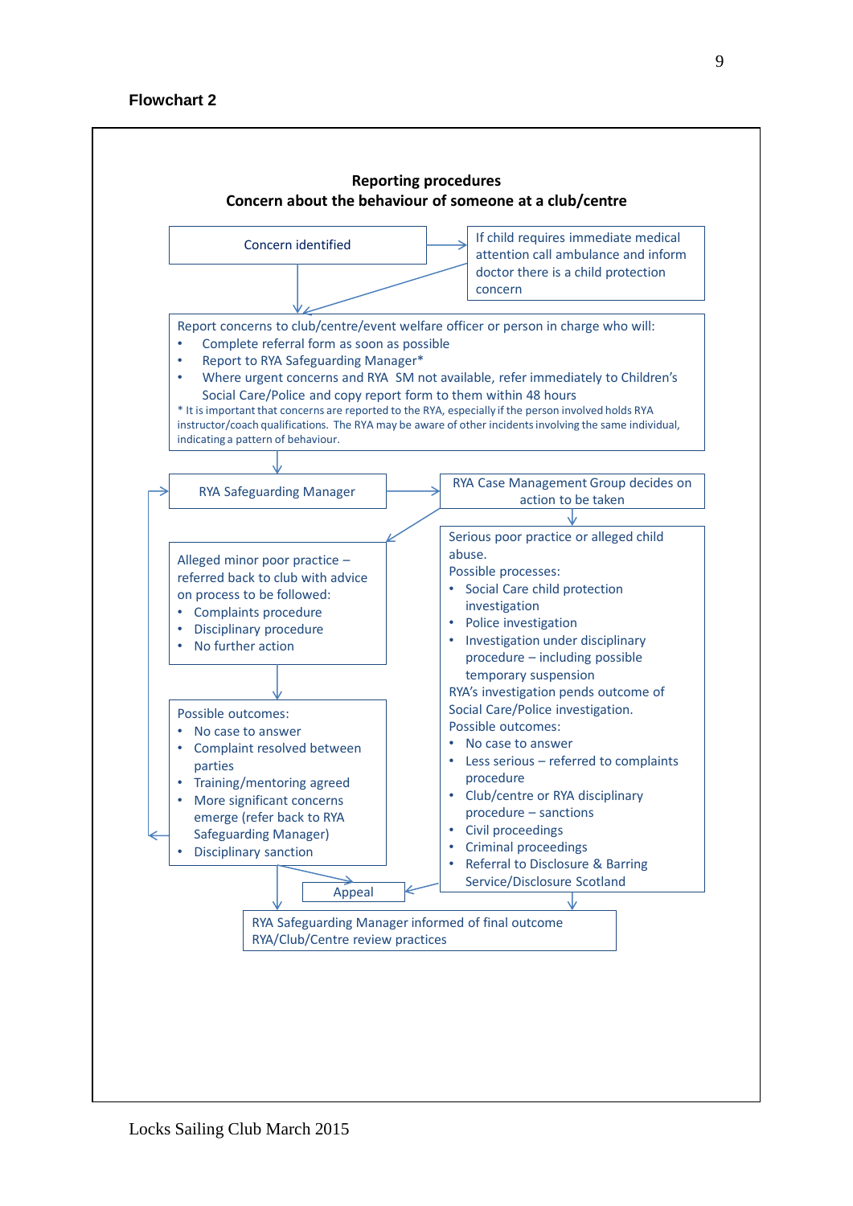**Flowchart 2**

**Reporting procedures**
**Concern about the behaviour of someone at a club/centre**

Concern identified

If child requires immediate medical attention call ambulance and inform doctor there is a child protection concern

Report concerns to club/centre/event welfare officer or person in charge who will:

- Complete referral form as soon as possible
- Report to RYA Safeguarding Manager*
- Where urgent concerns and RYA SM not available, refer immediately to Children's Social Care/Police and copy report form to them within 48 hours

\* It is important that concerns are reported to the RYA, especially if the person involved holds RYA instructor/coach qualifications. The RYA may be aware of other incidents involving the same individual, indicating a pattern of behaviour.

RYA Safeguarding Manager

RYA Case Management Group decides on action to be taken

Alleged minor poor practice – referred back to club with advice on process to be followed:

- Complaints procedure
- Disciplinary procedure
- No further action

Possible outcomes:

- No case to answer
- Complaint resolved between parties
- Training/mentoring agreed
- More significant concerns emerge (refer back to RYA Safeguarding Manager)
- Disciplinary sanction

Serious poor practice or alleged child abuse.

Possible processes:

- Social Care child protection investigation
- Police investigation
- Investigation under disciplinary procedure – including possible temporary suspension

RYA's investigation pends outcome of Social Care/Police investigation.

Possible outcomes:

- No case to answer
- Less serious – referred to complaints procedure
- Club/centre or RYA disciplinary procedure – sanctions
- Civil proceedings
- Criminal proceedings
- Referral to Disclosure & Barring Service/Disclosure Scotland

Appeal

RYA Safeguarding Manager informed of final outcome
RYA/Club/Centre review practices

Locks Sailing Club March 2015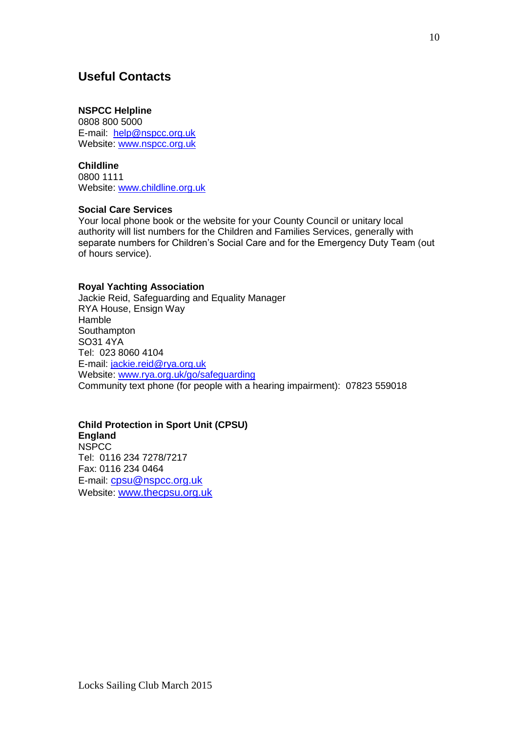## Useful Contacts

**NSPCC Helpline**
0808 800 5000
E-mail: help@nspcc.org.uk
Website: www.nspcc.org.uk

**Childline**
0800 1111
Website: www.childline.org.uk

**Social Care Services**
Your local phone book or the website for your County Council or unitary local authority will list numbers for the Children and Families Services, generally with separate numbers for Children's Social Care and for the Emergency Duty Team (out of hours service).

**Royal Yachting Association**
Jackie Reid, Safeguarding and Equality Manager
RYA House, Ensign Way
Hamble
Southampton
SO31 4YA
Tel: 023 8060 4104
E-mail: jackie.reid@rya.org.uk
Website: www.rya.org.uk/go/safeguarding
Community text phone (for people with a hearing impairment): 07823 559018

**Child Protection in Sport Unit (CPSU)**
**England**
NSPCC
Tel: 0116 234 7278/7217
Fax: 0116 234 0464
E-mail: cpsu@nspcc.org.uk
Website: www.thecpsu.org.uk

Locks Sailing Club March 2015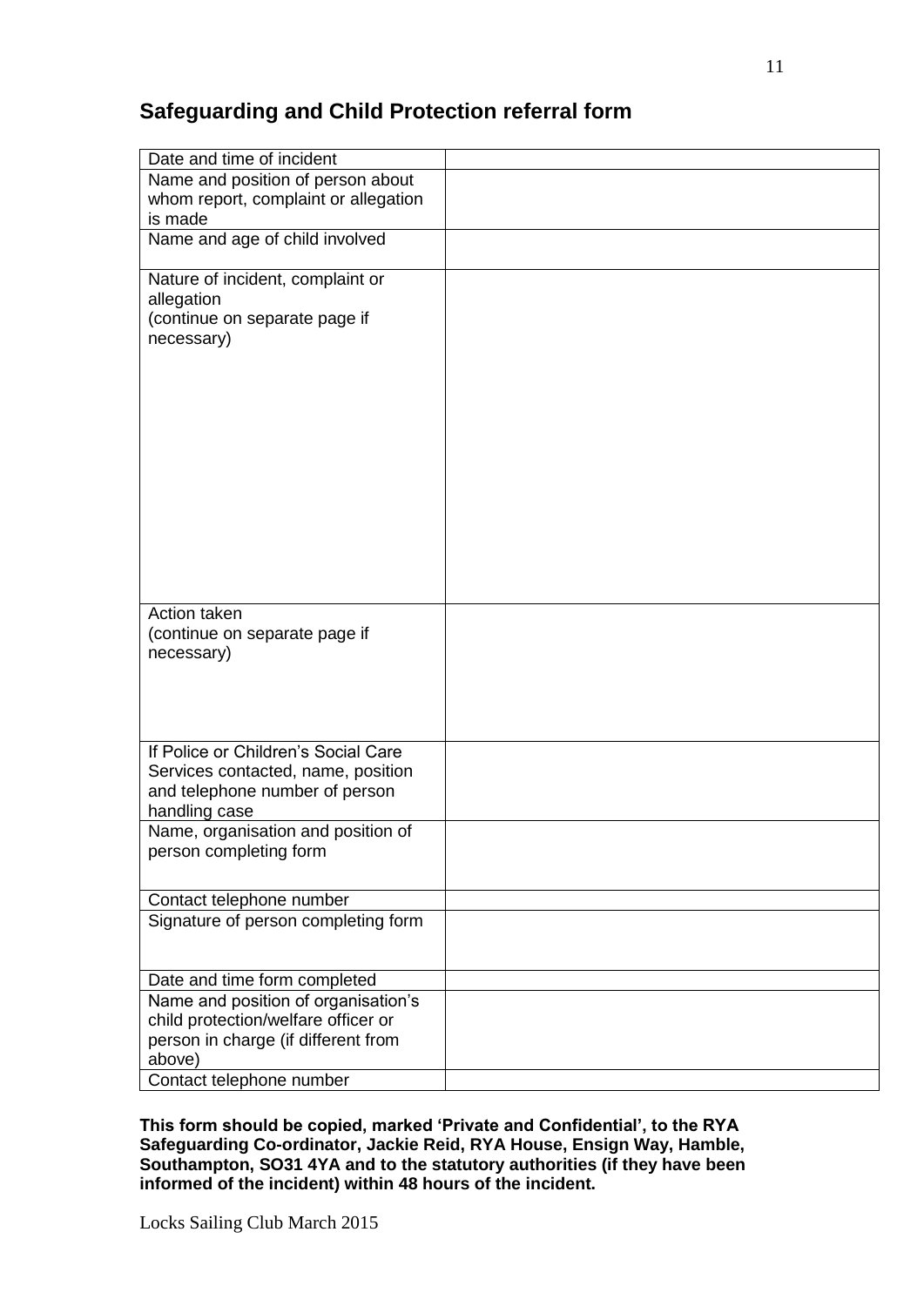## Safeguarding and Child Protection referral form

| | |
|---|---|
| Date and time of incident | |
| Name and position of person about whom report, complaint or allegation is made | |
| Name and age of child involved | |
| Nature of incident, complaint or allegation (continue on separate page if necessary) | |
| Action taken (continue on separate page if necessary) | |
| If Police or Children's Social Care Services contacted, name, position and telephone number of person handling case | |
| Name, organisation and position of person completing form | |
| Contact telephone number | |
| Signature of person completing form | |
| Date and time form completed | |
| Name and position of organisation's child protection/welfare officer or person in charge (if different from above) | |
| Contact telephone number | |

**This form should be copied, marked 'Private and Confidential', to the RYA Safeguarding Co-ordinator, Jackie Reid, RYA House, Ensign Way, Hamble, Southampton, SO31 4YA and to the statutory authorities (if they have been informed of the incident) within 48 hours of the incident.**